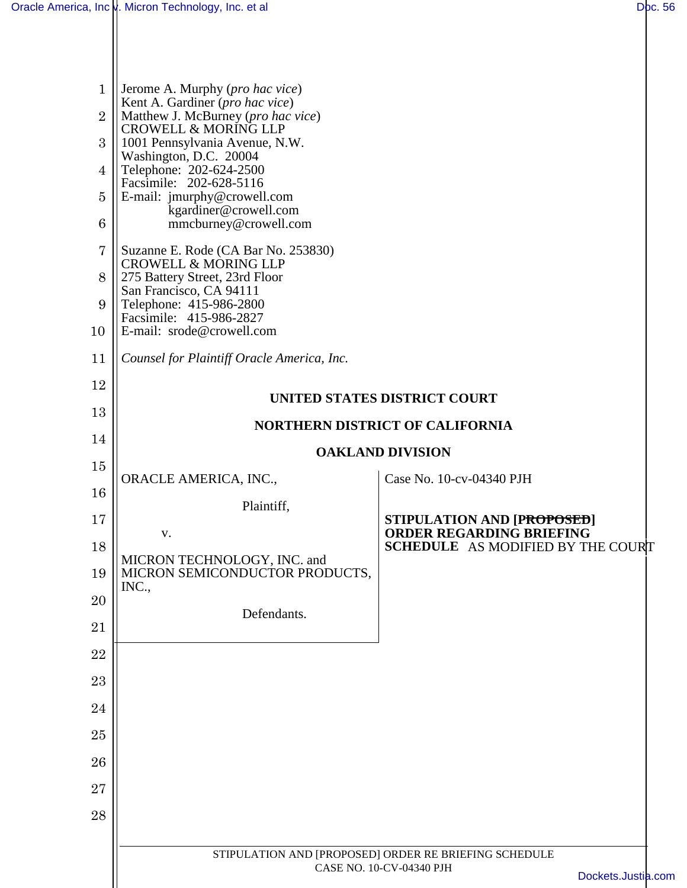Jerome A. Murphy (*pro hac vice*)
Kent A. Gardiner (*pro hac vice*)
Matthew J. McBurney (*pro hac vice*)
CROWELL & MORING LLP
1001 Pennsylvania Avenue, N.W.
Washington, D.C. 20004
Telephone: 202-624-2500
Facsimile: 202-628-5116
E-mail: jmurphy@crowell.com
kgardiner@crowell.com
mmcburney@crowell.com

Suzanne E. Rode (CA Bar No. 253830)
CROWELL & MORING LLP
275 Battery Street, 23rd Floor
San Francisco, CA 94111
Telephone: 415-986-2800
Facsimile: 415-986-2827
E-mail: srode@crowell.com

*Counsel for Plaintiff Oracle America, Inc.*

**UNITED STATES DISTRICT COURT**

**NORTHERN DISTRICT OF CALIFORNIA**

**OAKLAND DIVISION**

| | |
|---|---|
| ORACLE AMERICA, INC.,<br><br>Plaintiff,<br><br>v.<br><br>MICRON TECHNOLOGY, INC. and MICRON SEMICONDUCTOR PRODUCTS, INC.,<br><br>Defendants. | Case No. 10-cv-04340 PJH<br><br>**STIPULATION AND [~~PROPOSED~~] ORDER REGARDING BRIEFING SCHEDULE** AS MODIFIED BY THE COURT |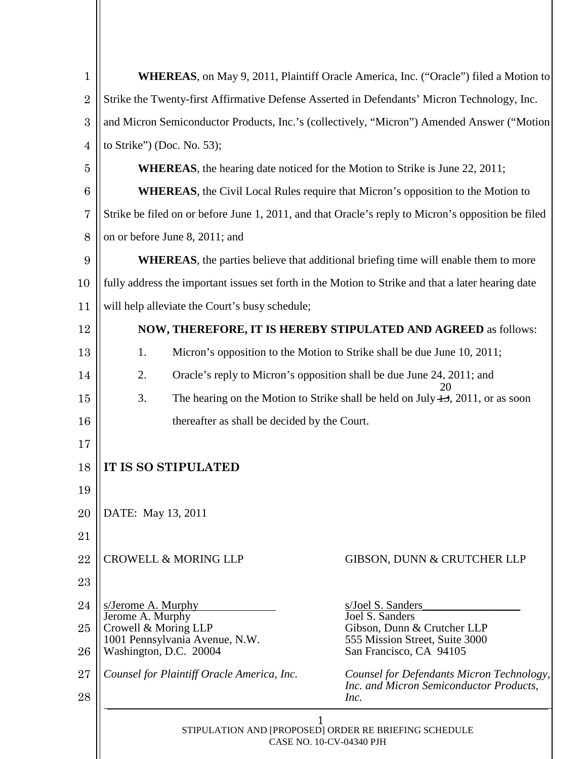**WHEREAS**, on May 9, 2011, Plaintiff Oracle America, Inc. ("Oracle") filed a Motion to Strike the Twenty-first Affirmative Defense Asserted in Defendants' Micron Technology, Inc. and Micron Semiconductor Products, Inc.'s (collectively, "Micron") Amended Answer ("Motion to Strike") (Doc. No. 53);

**WHEREAS**, the hearing date noticed for the Motion to Strike is June 22, 2011;

**WHEREAS**, the Civil Local Rules require that Micron's opposition to the Motion to Strike be filed on or before June 1, 2011, and that Oracle's reply to Micron's opposition be filed on or before June 8, 2011; and

**WHEREAS**, the parties believe that additional briefing time will enable them to more fully address the important issues set forth in the Motion to Strike and that a later hearing date will help alleviate the Court's busy schedule;

**NOW, THEREFORE, IT IS HEREBY STIPULATED AND AGREED** as follows:

1. Micron's opposition to the Motion to Strike shall be due June 10, 2011;
2. Oracle's reply to Micron's opposition shall be due June 24, 2011; and
3. The hearing on the Motion to Strike shall be held on July ~~13~~ 20, 2011, or as soon thereafter as shall be decided by the Court.

**IT IS SO STIPULATED**

DATE: May 13, 2011

CROWELL & MORING LLP

s/Jerome A. Murphy
Jerome A. Murphy
Crowell & Moring LLP
1001 Pennsylvania Avenue, N.W.
Washington, D.C. 20004

*Counsel for Plaintiff Oracle America, Inc.*

GIBSON, DUNN & CRUTCHER LLP

s/Joel S. Sanders
Joel S. Sanders
Gibson, Dunn & Crutcher LLP
555 Mission Street, Suite 3000
San Francisco, CA 94105

*Counsel for Defendants Micron Technology, Inc. and Micron Semiconductor Products, Inc.*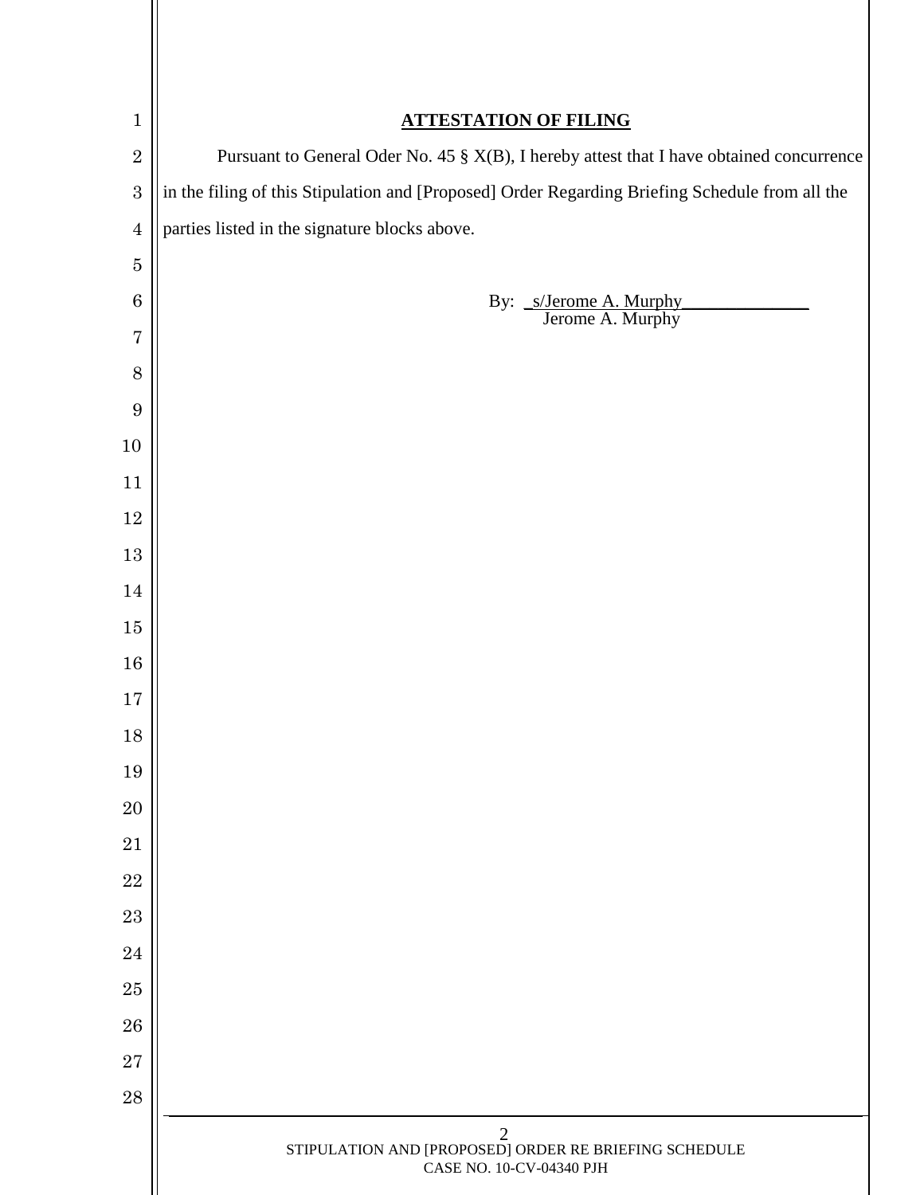**ATTESTATION OF FILING**

Pursuant to General Oder No. 45 § X(B), I hereby attest that I have obtained concurrence in the filing of this Stipulation and [Proposed] Order Regarding Briefing Schedule from all the parties listed in the signature blocks above.

By: _s/Jerome A. Murphy_______________
Jerome A. Murphy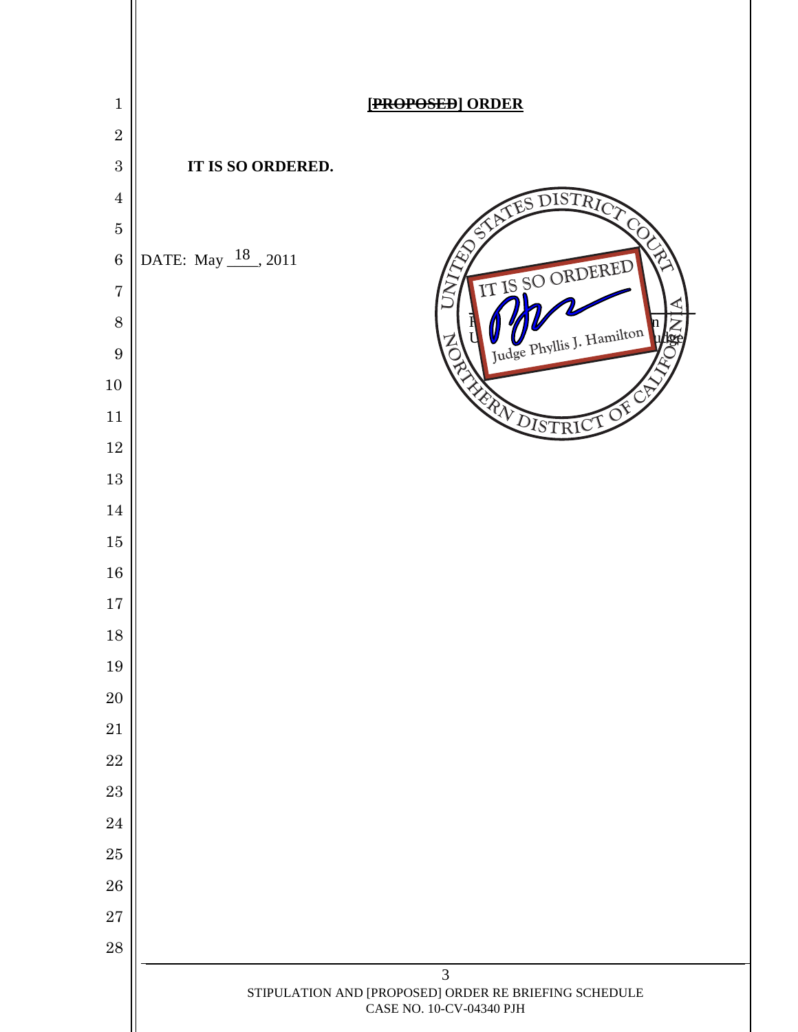## ~~[PROPOSED]~~ ORDER

**IT IS SO ORDERED.**

DATE: May 18, 2011

UNITED STATES DISTRICT COURT
NORTHERN DISTRICT OF CALIFORNIA

IT IS SO ORDERED

Judge Phyllis J. Hamilton